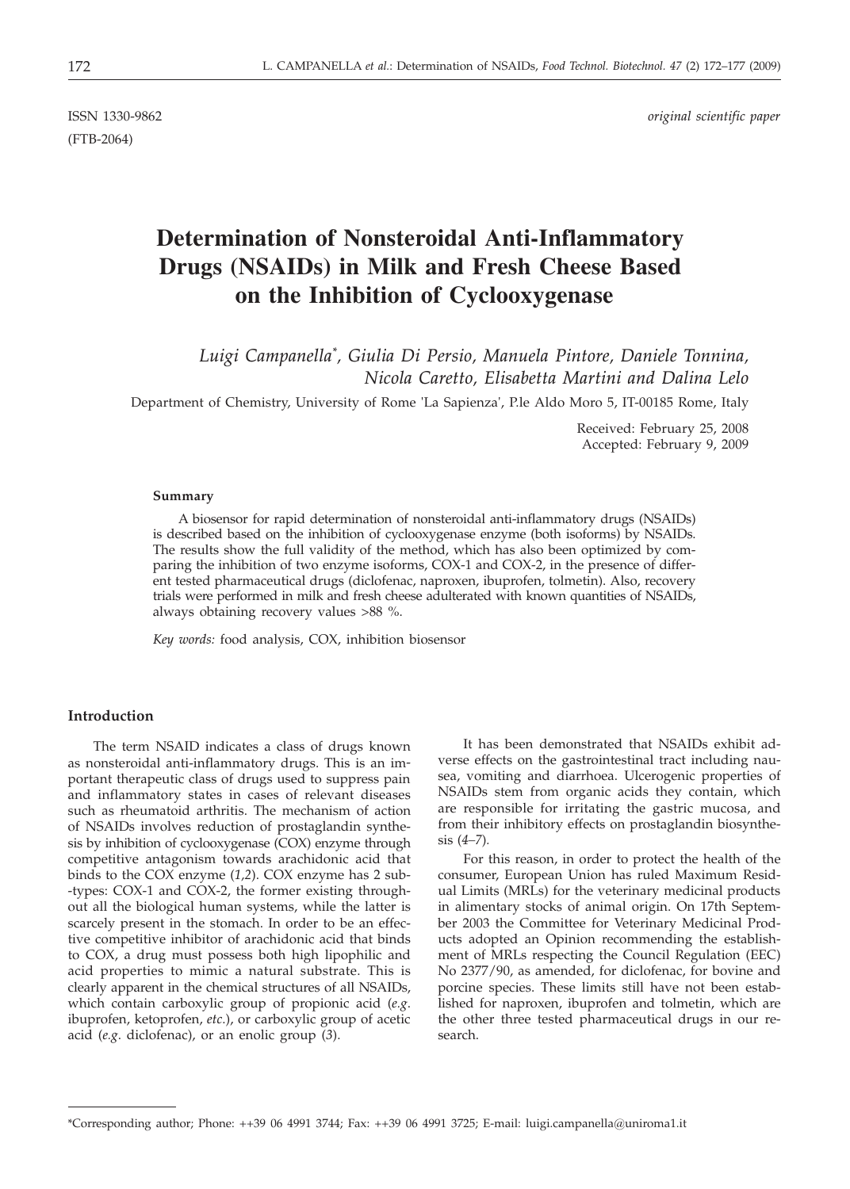ISSN 1330-9862 *original scientific paper*

(FTB-2064)

# Determination of Nonsteroidal Anti-Inflammatory Drugs (NSAIDs) in Milk and Fresh Cheese Based on the Inhibition of Cyclooxygenase

*Luigi Campanella\*, Giulia Di Persio, Manuela Pintore, Daniele Tonnina, Nicola Caretto, Elisabetta Martini and Dalina Lelo*

Department of Chemistry, University of Rome 'La Sapienza', P.le Aldo Moro 5, IT-00185 Rome, Italy

Received: February 25, 2008
Accepted: February 9, 2009

### Summary

A biosensor for rapid determination of nonsteroidal anti-inflammatory drugs (NSAIDs) is described based on the inhibition of cyclooxygenase enzyme (both isoforms) by NSAIDs. The results show the full validity of the method, which has also been optimized by comparing the inhibition of two enzyme isoforms, COX-1 and COX-2, in the presence of different tested pharmaceutical drugs (diclofenac, naproxen, ibuprofen, tolmetin). Also, recovery trials were performed in milk and fresh cheese adulterated with known quantities of NSAIDs, always obtaining recovery values >88 %.

*Key words:* food analysis, COX, inhibition biosensor

## Introduction

The term NSAID indicates a class of drugs known as nonsteroidal anti-inflammatory drugs. This is an important therapeutic class of drugs used to suppress pain and inflammatory states in cases of relevant diseases such as rheumatoid arthritis. The mechanism of action of NSAIDs involves reduction of prostaglandin synthesis by inhibition of cyclooxygenase (COX) enzyme through competitive antagonism towards arachidonic acid that binds to the COX enzyme (*1,2*). COX enzyme has 2 sub-types: COX-1 and COX-2, the former existing throughout all the biological human systems, while the latter is scarcely present in the stomach. In order to be an effective competitive inhibitor of arachidonic acid that binds to COX, a drug must possess both high lipophilic and acid properties to mimic a natural substrate. This is clearly apparent in the chemical structures of all NSAIDs, which contain carboxylic group of propionic acid (*e.g.* ibuprofen, ketoprofen, *etc.*), or carboxylic group of acetic acid (*e.g.* diclofenac), or an enolic group (*3*).

It has been demonstrated that NSAIDs exhibit adverse effects on the gastrointestinal tract including nausea, vomiting and diarrhoea. Ulcerogenic properties of NSAIDs stem from organic acids they contain, which are responsible for irritating the gastric mucosa, and from their inhibitory effects on prostaglandin biosynthesis (*4–7*).

For this reason, in order to protect the health of the consumer, European Union has ruled Maximum Residual Limits (MRLs) for the veterinary medicinal products in alimentary stocks of animal origin. On 17th September 2003 the Committee for Veterinary Medicinal Products adopted an Opinion recommending the establishment of MRLs respecting the Council Regulation (EEC) No 2377/90, as amended, for diclofenac, for bovine and porcine species. These limits still have not been established for naproxen, ibuprofen and tolmetin, which are the other three tested pharmaceutical drugs in our research.

\*Corresponding author; Phone: ++39 06 4991 3744; Fax: ++39 06 4991 3725; E-mail: luigi.campanella@uniroma1.it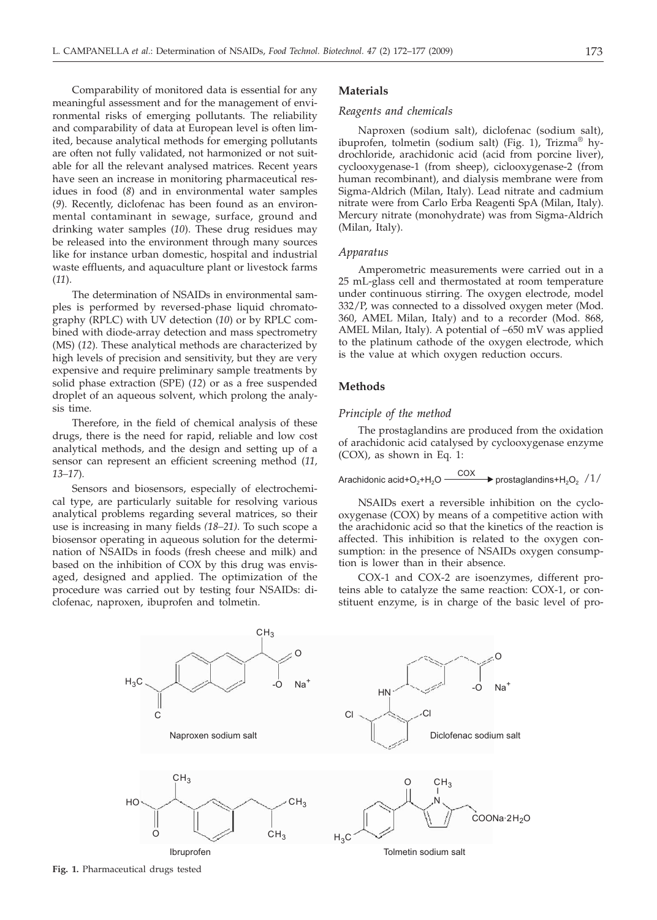Comparability of monitored data is essential for any meaningful assessment and for the management of environmental risks of emerging pollutants. The reliability and comparability of data at European level is often limited, because analytical methods for emerging pollutants are often not fully validated, not harmonized or not suitable for all the relevant analysed matrices. Recent years have seen an increase in monitoring pharmaceutical residues in food (*8*) and in environmental water samples (*9*). Recently, diclofenac has been found as an environmental contaminant in sewage, surface, ground and drinking water samples (*10*). These drug residues may be released into the environment through many sources like for instance urban domestic, hospital and industrial waste effluents, and aquaculture plant or livestock farms (*11*).

The determination of NSAIDs in environmental samples is performed by reversed-phase liquid chromatography (RPLC) with UV detection (*10*) or by RPLC combined with diode-array detection and mass spectrometry (MS) (*12*). These analytical methods are characterized by high levels of precision and sensitivity, but they are very expensive and require preliminary sample treatments by solid phase extraction (SPE) (*12*) or as a free suspended droplet of an aqueous solvent, which prolong the analysis time.

Therefore, in the field of chemical analysis of these drugs, there is the need for rapid, reliable and low cost analytical methods, and the design and setting up of a sensor can represent an efficient screening method (*11, 13–17*).

Sensors and biosensors, especially of electrochemical type, are particularly suitable for resolving various analytical problems regarding several matrices, so their use is increasing in many fields (*18–21*). To such scope a biosensor operating in aqueous solution for the determination of NSAIDs in foods (fresh cheese and milk) and based on the inhibition of COX by this drug was envisaged, designed and applied. The optimization of the procedure was carried out by testing four NSAIDs: diclofenac, naproxen, ibuprofen and tolmetin.

## Materials

### *Reagents and chemicals*

Naproxen (sodium salt), diclofenac (sodium salt), ibuprofen, tolmetin (sodium salt) (Fig. 1), Trizma® hydrochloride, arachidonic acid (acid from porcine liver), cyclooxygenase-1 (from sheep), ciclooxygenase-2 (from human recombinant), and dialysis membrane were from Sigma-Aldrich (Milan, Italy). Lead nitrate and cadmium nitrate were from Carlo Erba Reagenti SpA (Milan, Italy). Mercury nitrate (monohydrate) was from Sigma-Aldrich (Milan, Italy).

### *Apparatus*

Amperometric measurements were carried out in a 25 mL-glass cell and thermostated at room temperature under continuous stirring. The oxygen electrode, model 332/P, was connected to a dissolved oxygen meter (Mod. 360, AMEL Milan, Italy) and to a recorder (Mod. 868, AMEL Milan, Italy). A potential of –650 mV was applied to the platinum cathode of the oxygen electrode, which is the value at which oxygen reduction occurs.

## Methods

### *Principle of the method*

The prostaglandins are produced from the oxidation of arachidonic acid catalysed by cyclooxygenase enzyme (COX), as shown in Eq. 1:

$$\text{Arachidonic acid} + O_2 + H_2O \xrightarrow{\text{COX}} \text{prostaglandins} + H_2O_2 \quad /1/$$

NSAIDs exert a reversible inhibition on the cyclooxygenase (COX) by means of a competitive action with the arachidonic acid so that the kinetics of the reaction is affected. This inhibition is related to the oxygen consumption: in the presence of NSAIDs oxygen consumption is lower than in their absence.

COX-1 and COX-2 are isoenzymes, different proteins able to catalyze the same reaction: COX-1, or constituent enzyme, is in charge of the basic level of pro-

Naproxen sodium salt, Diclofenac sodium salt, Ibruprofen, Tolmetin sodium salt

**Fig. 1.** Pharmaceutical drugs tested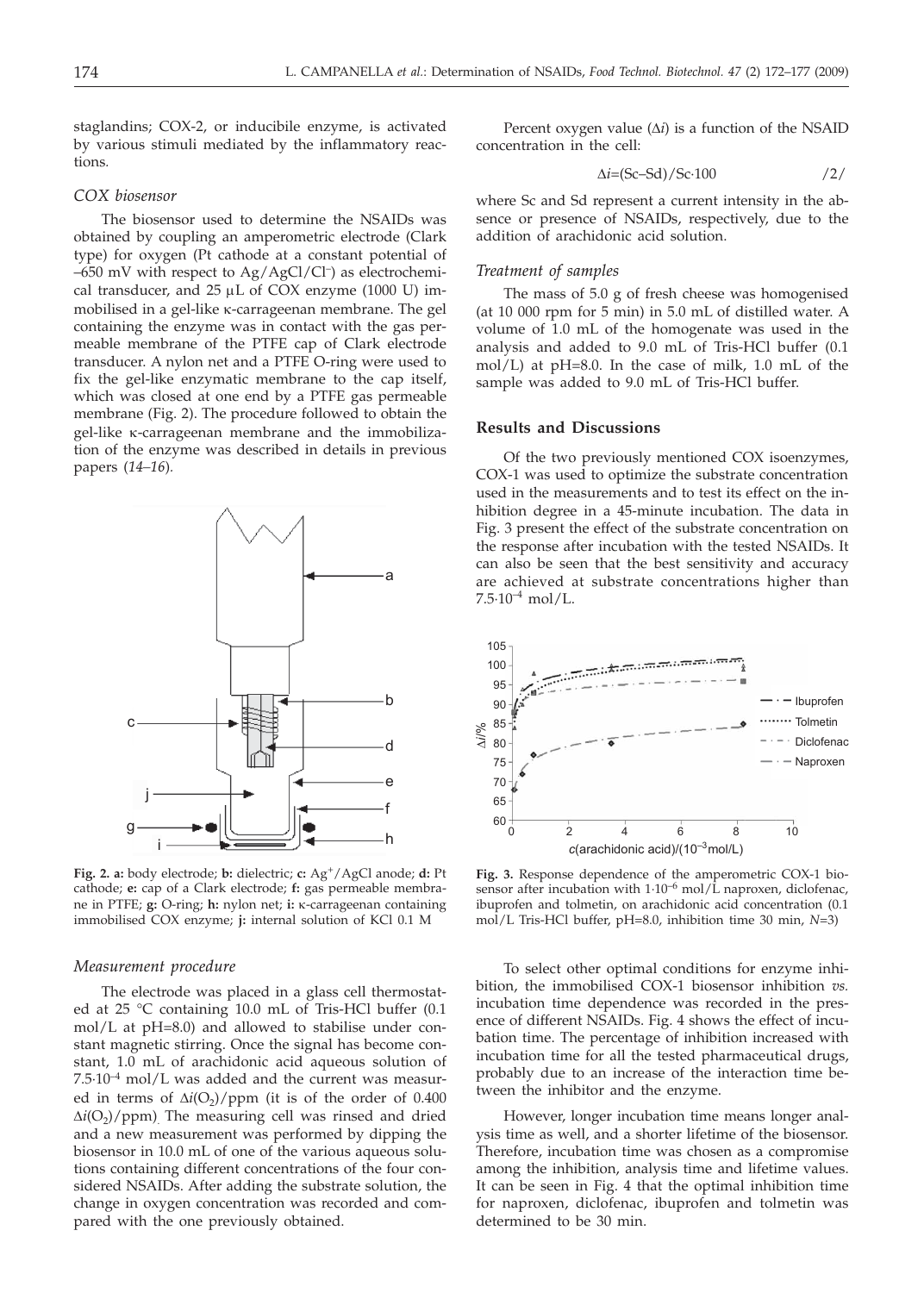staglandins; COX-2, or inducibile enzyme, is activated by various stimuli mediated by the inflammatory reactions.

### *COX biosensor*

The biosensor used to determine the NSAIDs was obtained by coupling an amperometric electrode (Clark type) for oxygen (Pt cathode at a constant potential of –650 mV with respect to $Ag/AgCl/Cl^-$) as electrochemical transducer, and 25 μL of COX enzyme (1000 U) immobilised in a gel-like κ-carrageenan membrane. The gel containing the enzyme was in contact with the gas permeable membrane of the PTFE cap of Clark electrode transducer. A nylon net and a PTFE O-ring were used to fix the gel-like enzymatic membrane to the cap itself, which was closed at one end by a PTFE gas permeable membrane (Fig. 2). The procedure followed to obtain the gel-like κ-carrageenan membrane and the immobilization of the enzyme was described in details in previous papers (*14–16*).

**Fig. 2. a:** body electrode; **b:** dielectric; **c:** $Ag^+/AgCl$ anode; **d:** Pt cathode; **e:** cap of a Clark electrode; **f:** gas permeable membrane in PTFE; **g:** O-ring; **h:** nylon net; **i:** κ-carrageenan containing immobilised COX enzyme; **j:** internal solution of KCl 0.1 M

### *Measurement procedure*

The electrode was placed in a glass cell thermostated at 25 °C containing 10.0 mL of Tris-HCl buffer (0.1 mol/L at pH=8.0) and allowed to stabilise under constant magnetic stirring. Once the signal has become constant, 1.0 mL of arachidonic acid aqueous solution of $7.5\cdot10^{-4}$ mol/L was added and the current was measured in terms of $\Delta i(O_2)$/ppm (it is of the order of 0.400 $\Delta i(O_2)$/ppm). The measuring cell was rinsed and dried and a new measurement was performed by dipping the biosensor in 10.0 mL of one of the various aqueous solutions containing different concentrations of the four considered NSAIDs. After adding the substrate solution, the change in oxygen concentration was recorded and compared with the one previously obtained.

Percent oxygen value ($\Delta i$) is a function of the NSAID concentration in the cell:

$$\Delta i=(Sc–Sd)/Sc\cdot100 \qquad /2/$$

where Sc and Sd represent a current intensity in the absence or presence of NSAIDs, respectively, due to the addition of arachidonic acid solution.

### *Treatment of samples*

The mass of 5.0 g of fresh cheese was homogenised (at 10 000 rpm for 5 min) in 5.0 mL of distilled water. A volume of 1.0 mL of the homogenate was used in the analysis and added to 9.0 mL of Tris-HCl buffer (0.1 mol/L) at pH=8.0. In the case of milk, 1.0 mL of the sample was added to 9.0 mL of Tris-HCl buffer.

## Results and Discussions

Of the two previously mentioned COX isoenzymes, COX-1 was used to optimize the substrate concentration used in the measurements and to test its effect on the inhibition degree in a 45-minute incubation. The data in Fig. 3 present the effect of the substrate concentration on the response after incubation with the tested NSAIDs. It can also be seen that the best sensitivity and accuracy are achieved at substrate concentrations higher than $7.5\cdot10^{-4}$ mol/L.

**Fig. 3.** Response dependence of the amperometric COX-1 biosensor after incubation with $1\cdot10^{-6}$ mol/L naproxen, diclofenac, ibuprofen and tolmetin, on arachidonic acid concentration (0.1 mol/L Tris-HCl buffer, pH=8.0, inhibition time 30 min, *N*=3)

To select other optimal conditions for enzyme inhibition, the immobilised COX-1 biosensor inhibition *vs.* incubation time dependence was recorded in the presence of different NSAIDs. Fig. 4 shows the effect of incubation time. The percentage of inhibition increased with incubation time for all the tested pharmaceutical drugs, probably due to an increase of the interaction time between the inhibitor and the enzyme.

However, longer incubation time means longer analysis time as well, and a shorter lifetime of the biosensor. Therefore, incubation time was chosen as a compromise among the inhibition, analysis time and lifetime values. It can be seen in Fig. 4 that the optimal inhibition time for naproxen, diclofenac, ibuprofen and tolmetin was determined to be 30 min.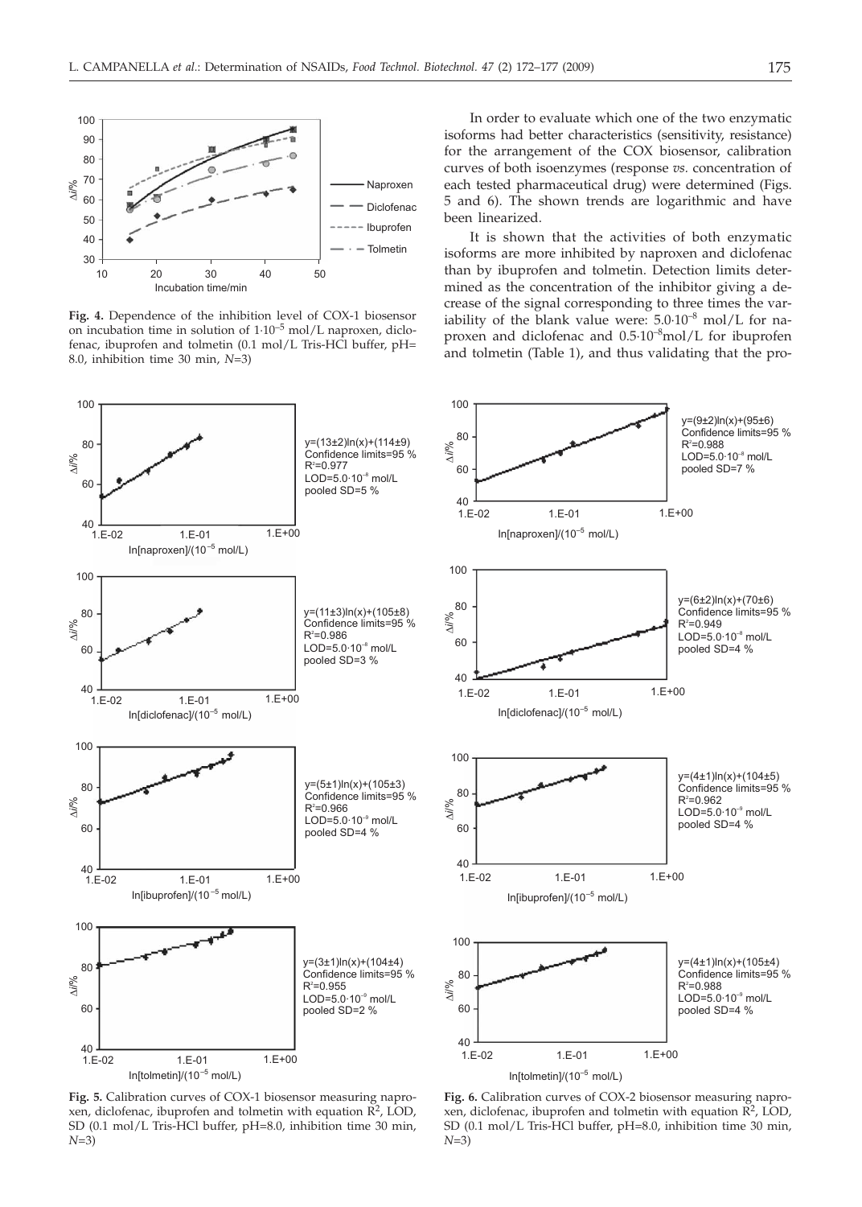**Fig. 4.** Dependence of the inhibition level of COX-1 biosensor on incubation time in solution of $1\cdot10^{-5}$ mol/L naproxen, diclofenac, ibuprofen and tolmetin (0.1 mol/L Tris-HCl buffer, pH=8.0, inhibition time 30 min, $N$=3)

In order to evaluate which one of the two enzymatic isoforms had better characteristics (sensitivity, resistance) for the arrangement of the COX biosensor, calibration curves of both isoenzymes (response *vs.* concentration of each tested pharmaceutical drug) were determined (Figs. 5 and 6). The shown trends are logarithmic and have been linearized.

It is shown that the activities of both enzymatic isoforms are more inhibited by naproxen and diclofenac than by ibuprofen and tolmetin. Detection limits determined as the concentration of the inhibitor giving a decrease of the signal corresponding to three times the variability of the blank value were: $5.0\cdot10^{-8}$ mol/L for naproxen and diclofenac and $0.5\cdot10^{-8}$mol/L for ibuprofen and tolmetin (Table 1), and thus validating that the pro-

**Fig. 5.** Calibration curves of COX-1 biosensor measuring naproxen, diclofenac, ibuprofen and tolmetin with equation $R^2$, LOD, SD (0.1 mol/L Tris-HCl buffer, pH=8.0, inhibition time 30 min, $N$=3)

**Fig. 6.** Calibration curves of COX-2 biosensor measuring naproxen, diclofenac, ibuprofen and tolmetin with equation $R^2$, LOD, SD (0.1 mol/L Tris-HCl buffer, pH=8.0, inhibition time 30 min, $N$=3)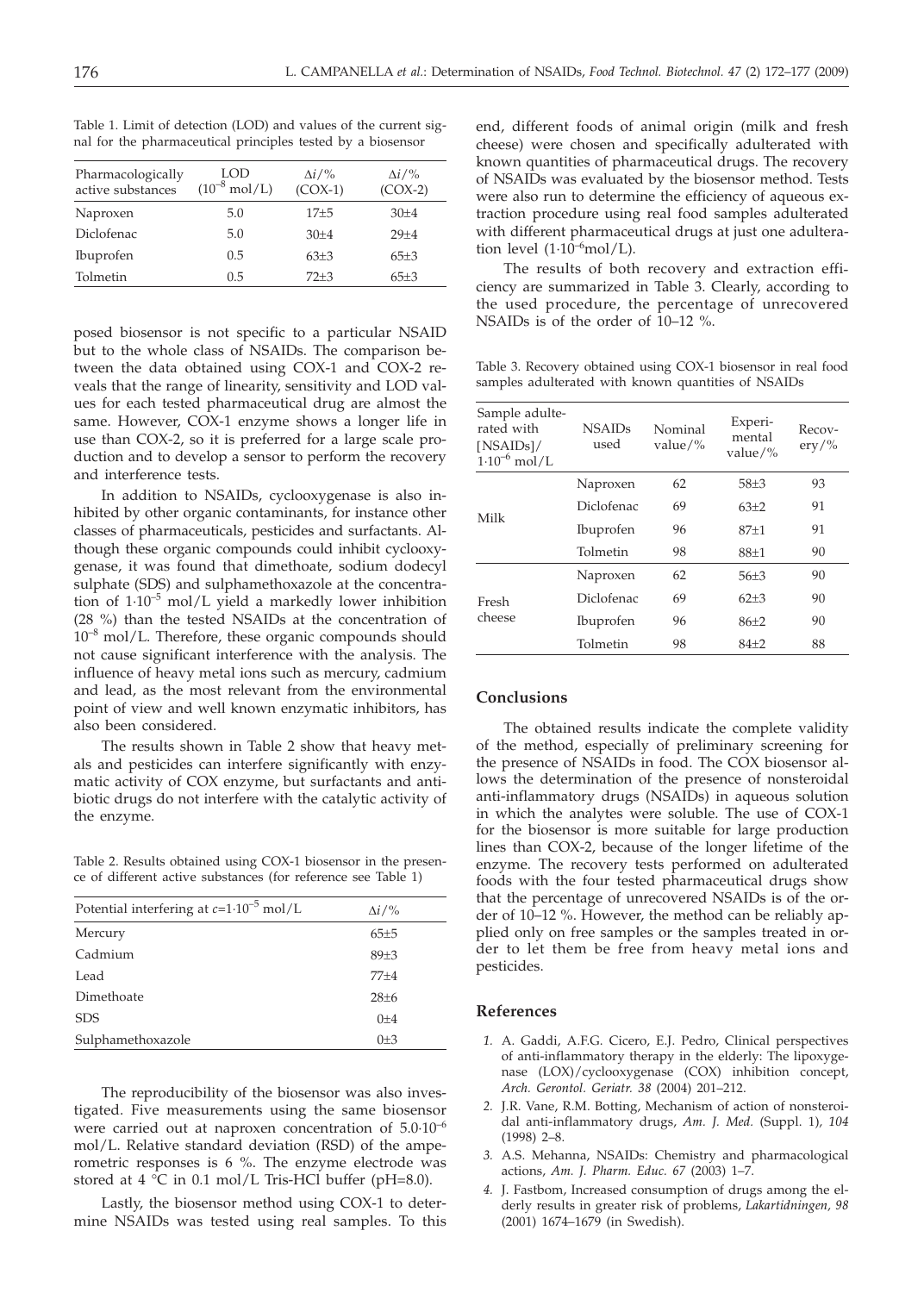Table 1. Limit of detection (LOD) and values of the current signal for the pharmaceutical principles tested by a biosensor

| Pharmacologically active substances | LOD ($10^{-8}$ mol/L) | $\Delta i$/% (COX-1) | $\Delta i$/% (COX-2) |
|---|---|---|---|
| Naproxen | 5.0 | 17±5 | 30±4 |
| Diclofenac | 5.0 | 30±4 | 29±4 |
| Ibuprofen | 0.5 | 63±3 | 65±3 |
| Tolmetin | 0.5 | 72±3 | 65±3 |

posed biosensor is not specific to a particular NSAID but to the whole class of NSAIDs. The comparison between the data obtained using COX-1 and COX-2 reveals that the range of linearity, sensitivity and LOD values for each tested pharmaceutical drug are almost the same. However, COX-1 enzyme shows a longer life in use than COX-2, so it is preferred for a large scale production and to develop a sensor to perform the recovery and interference tests.

In addition to NSAIDs, cyclooxygenase is also inhibited by other organic contaminants, for instance other classes of pharmaceuticals, pesticides and surfactants. Although these organic compounds could inhibit cyclooxygenase, it was found that dimethoate, sodium dodecyl sulphate (SDS) and sulphamethoxazole at the concentration of $1\cdot10^{-5}$ mol/L yield a markedly lower inhibition (28 %) than the tested NSAIDs at the concentration of $10^{-8}$ mol/L. Therefore, these organic compounds should not cause significant interference with the analysis. The influence of heavy metal ions such as mercury, cadmium and lead, as the most relevant from the environmental point of view and well known enzymatic inhibitors, has also been considered.

The results shown in Table 2 show that heavy metals and pesticides can interfere significantly with enzymatic activity of COX enzyme, but surfactants and antibiotic drugs do not interfere with the catalytic activity of the enzyme.

Table 2. Results obtained using COX-1 biosensor in the presence of different active substances (for reference see Table 1)

| Potential interfering at $c$=$1\cdot10^{-5}$ mol/L | $\Delta i$/% |
|---|---|
| Mercury | 65±5 |
| Cadmium | 89±3 |
| Lead | 77±4 |
| Dimethoate | 28±6 |
| SDS | 0±4 |
| Sulphamethoxazole | 0±3 |

The reproducibility of the biosensor was also investigated. Five measurements using the same biosensor were carried out at naproxen concentration of $5.0\cdot10^{-6}$ mol/L. Relative standard deviation (RSD) of the amperometric responses is 6 %. The enzyme electrode was stored at 4 °C in 0.1 mol/L Tris-HCl buffer (pH=8.0).

Lastly, the biosensor method using COX-1 to determine NSAIDs was tested using real samples. To this end, different foods of animal origin (milk and fresh cheese) were chosen and specifically adulterated with known quantities of pharmaceutical drugs. The recovery of NSAIDs was evaluated by the biosensor method. Tests were also run to determine the efficiency of aqueous extraction procedure using real food samples adulterated with different pharmaceutical drugs at just one adulteration level ($1\cdot10^{-6}$mol/L).

The results of both recovery and extraction efficiency are summarized in Table 3. Clearly, according to the used procedure, the percentage of unrecovered NSAIDs is of the order of 10–12 %.

Table 3. Recovery obtained using COX-1 biosensor in real food samples adulterated with known quantities of NSAIDs

| Sample adulterated with [NSAIDs]/ $1\cdot10^{-6}$ mol/L | NSAIDs used | Nominal value/% | Experimental value/% | Recovery/% |
|---|---|---|---|---|
| Milk | Naproxen | 62 | 58±3 | 93 |
| | Diclofenac | 69 | 63±2 | 91 |
| | Ibuprofen | 96 | 87±1 | 91 |
| | Tolmetin | 98 | 88±1 | 90 |
| Fresh cheese | Naproxen | 62 | 56±3 | 90 |
| | Diclofenac | 69 | 62±3 | 90 |
| | Ibuprofen | 96 | 86±2 | 90 |
| | Tolmetin | 98 | 84±2 | 88 |

## Conclusions

The obtained results indicate the complete validity of the method, especially of preliminary screening for the presence of NSAIDs in food. The COX biosensor allows the determination of the presence of nonsteroidal anti-inflammatory drugs (NSAIDs) in aqueous solution in which the analytes were soluble. The use of COX-1 for the biosensor is more suitable for large production lines than COX-2, because of the longer lifetime of the enzyme. The recovery tests performed on adulterated foods with the four tested pharmaceutical drugs show that the percentage of unrecovered NSAIDs is of the order of 10–12 %. However, the method can be reliably applied only on free samples or the samples treated in order to let them be free from heavy metal ions and pesticides.

## References

1. A. Gaddi, A.F.G. Cicero, E.J. Pedro, Clinical perspectives of anti-inflammatory therapy in the elderly: The lipoxygenase (LOX)/cyclooxygenase (COX) inhibition concept, *Arch. Gerontol. Geriatr. 38* (2004) 201–212.
2. J.R. Vane, R.M. Botting, Mechanism of action of nonsteroidal anti-inflammatory drugs, *Am. J. Med.* (Suppl. 1), *104* (1998) 2–8.
3. A.S. Mehanna, NSAIDs: Chemistry and pharmacological actions, *Am. J. Pharm. Educ. 67* (2003) 1–7.
4. J. Fastbom, Increased consumption of drugs among the elderly results in greater risk of problems, *Lakartidningen, 98* (2001) 1674–1679 (in Swedish).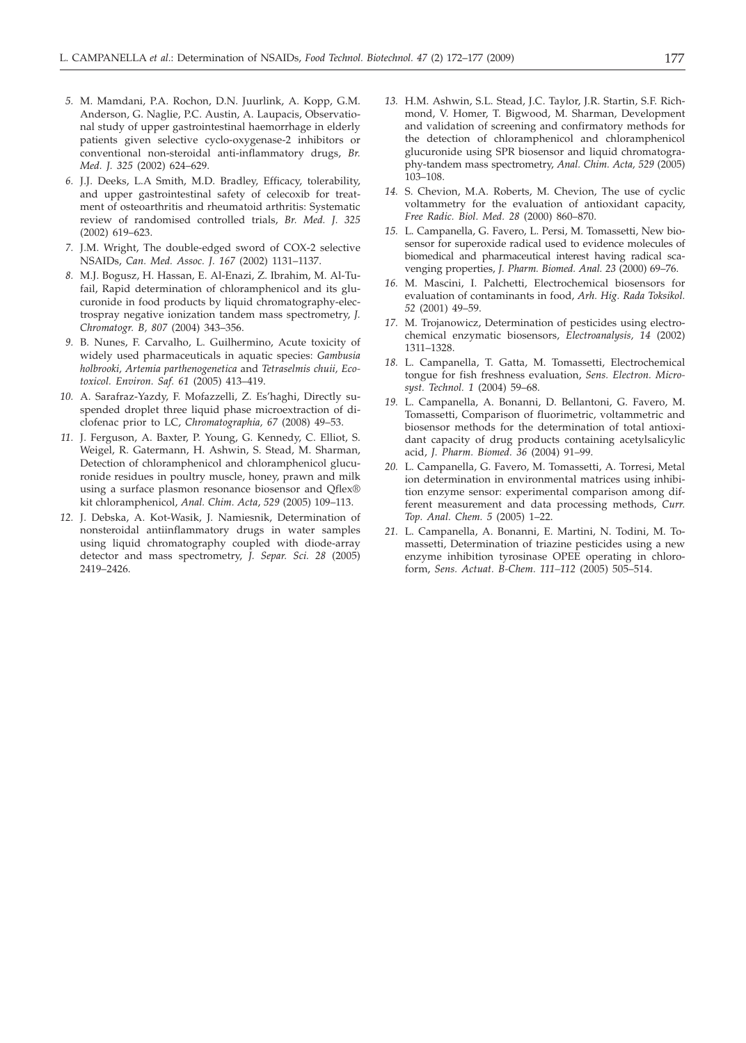5. M. Mamdani, P.A. Rochon, D.N. Juurlink, A. Kopp, G.M. Anderson, G. Naglie, P.C. Austin, A. Laupacis, Observational study of upper gastrointestinal haemorrhage in elderly patients given selective cyclo-oxygenase-2 inhibitors or conventional non-steroidal anti-inflammatory drugs, *Br. Med. J. 325* (2002) 624–629.
6. J.J. Deeks, L.A Smith, M.D. Bradley, Efficacy, tolerability, and upper gastrointestinal safety of celecoxib for treatment of osteoarthritis and rheumatoid arthritis: Systematic review of randomised controlled trials, *Br. Med. J. 325* (2002) 619–623.
7. J.M. Wright, The double-edged sword of COX-2 selective NSAIDs, *Can. Med. Assoc. J. 167* (2002) 1131–1137.
8. M.J. Bogusz, H. Hassan, E. Al-Enazi, Z. Ibrahim, M. Al-Tufail, Rapid determination of chloramphenicol and its glucuronide in food products by liquid chromatography-electrospray negative ionization tandem mass spectrometry, *J. Chromatogr. B, 807* (2004) 343–356.
9. B. Nunes, F. Carvalho, L. Guilhermino, Acute toxicity of widely used pharmaceuticals in aquatic species: *Gambusia holbrooki, Artemia parthenogenetica* and *Tetraselmis chuii, Ecotoxicol. Environ. Saf. 61* (2005) 413–419.
10. A. Sarafraz-Yazdy, F. Mofazzelli, Z. Es'haghi, Directly suspended droplet three liquid phase microextraction of diclofenac prior to LC, *Chromatographia, 67* (2008) 49–53.
11. J. Ferguson, A. Baxter, P. Young, G. Kennedy, C. Elliot, S. Weigel, R. Gatermann, H. Ashwin, S. Stead, M. Sharman, Detection of chloramphenicol and chloramphenicol glucuronide residues in poultry muscle, honey, prawn and milk using a surface plasmon resonance biosensor and Qflex® kit chloramphenicol, *Anal. Chim. Acta, 529* (2005) 109–113.
12. J. Debska, A. Kot-Wasik, J. Namiesnik, Determination of nonsteroidal antiinflammatory drugs in water samples using liquid chromatography coupled with diode-array detector and mass spectrometry, *J. Separ. Sci. 28* (2005) 2419–2426.
13. H.M. Ashwin, S.L. Stead, J.C. Taylor, J.R. Startin, S.F. Richmond, V. Homer, T. Bigwood, M. Sharman, Development and validation of screening and confirmatory methods for the detection of chloramphenicol and chloramphenicol glucuronide using SPR biosensor and liquid chromatography-tandem mass spectrometry, *Anal. Chim. Acta, 529* (2005) 103–108.
14. S. Chevion, M.A. Roberts, M. Chevion, The use of cyclic voltammetry for the evaluation of antioxidant capacity, *Free Radic. Biol. Med. 28* (2000) 860–870.
15. L. Campanella, G. Favero, L. Persi, M. Tomassetti, New biosensor for superoxide radical used to evidence molecules of biomedical and pharmaceutical interest having radical scavenging properties, *J. Pharm. Biomed. Anal. 23* (2000) 69–76.
16. M. Mascini, I. Palchetti, Electrochemical biosensors for evaluation of contaminants in food, *Arh. Hig. Rada Toksikol. 52* (2001) 49–59.
17. M. Trojanowicz, Determination of pesticides using electrochemical enzymatic biosensors, *Electroanalysis, 14* (2002) 1311–1328.
18. L. Campanella, T. Gatta, M. Tomassetti, Electrochemical tongue for fish freshness evaluation, *Sens. Electron. Microsyst. Technol. 1* (2004) 59–68.
19. L. Campanella, A. Bonanni, D. Bellantoni, G. Favero, M. Tomassetti, Comparison of fluorimetric, voltammetric and biosensor methods for the determination of total antioxidant capacity of drug products containing acetylsalicylic acid, *J. Pharm. Biomed. 36* (2004) 91–99.
20. L. Campanella, G. Favero, M. Tomassetti, A. Torresi, Metal ion determination in environmental matrices using inhibition enzyme sensor: experimental comparison among different measurement and data processing methods, *Curr. Top. Anal. Chem. 5* (2005) 1–22.
21. L. Campanella, A. Bonanni, E. Martini, N. Todini, M. Tomassetti, Determination of triazine pesticides using a new enzyme inhibition tyrosinase OPEE operating in chloroform, *Sens. Actuat. B-Chem. 111–112* (2005) 505–514.